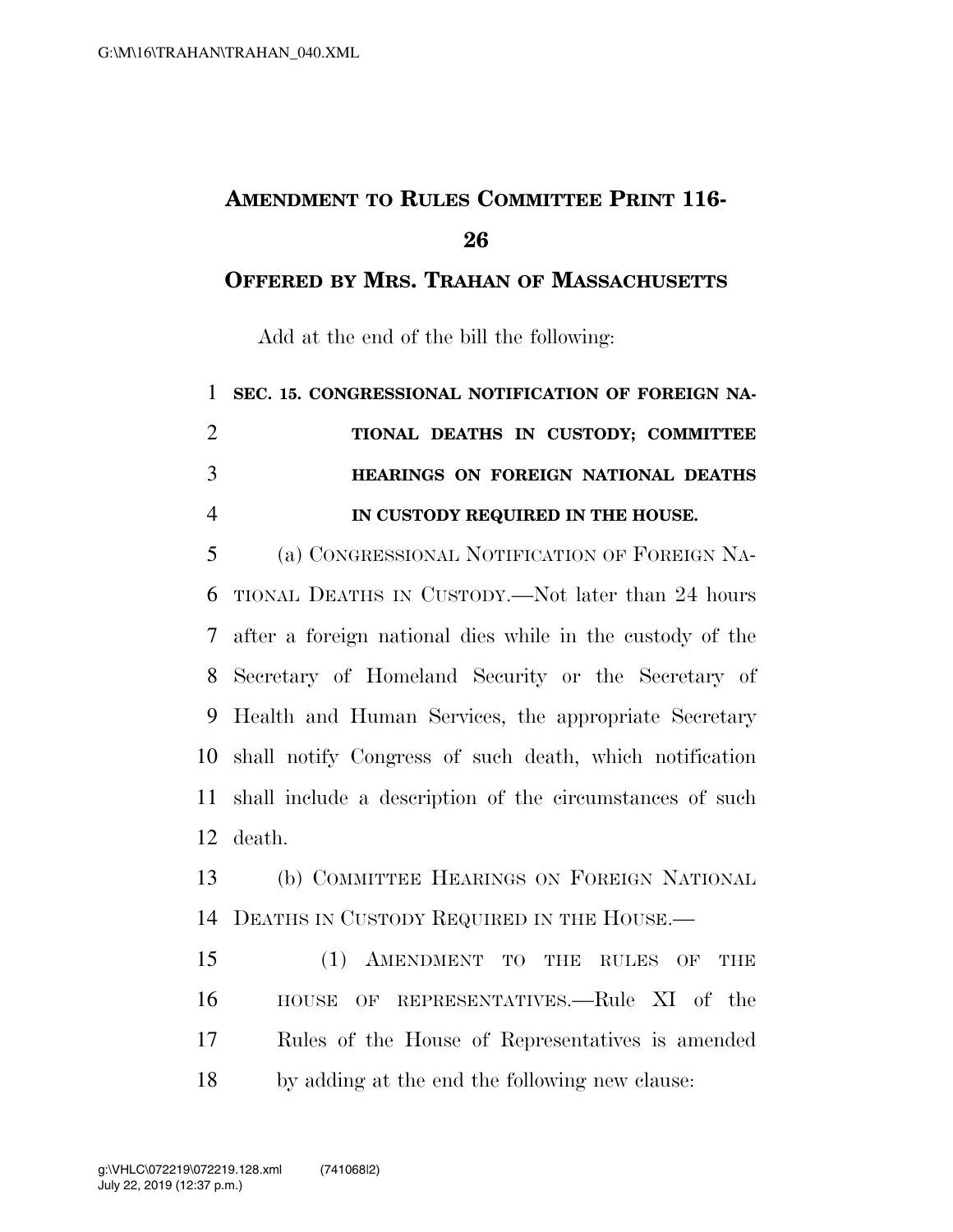# Amendment to Rules Committee Print 116-26

## Offered by Mrs. Trahan of Massachusetts

Add at the end of the bill the following:

**SEC. 15. CONGRESSIONAL NOTIFICATION OF FOREIGN NATIONAL DEATHS IN CUSTODY; COMMITTEE HEARINGS ON FOREIGN NATIONAL DEATHS IN CUSTODY REQUIRED IN THE HOUSE.**

(a) CONGRESSIONAL NOTIFICATION OF FOREIGN NATIONAL DEATHS IN CUSTODY.—Not later than 24 hours after a foreign national dies while in the custody of the Secretary of Homeland Security or the Secretary of Health and Human Services, the appropriate Secretary shall notify Congress of such death, which notification shall include a description of the circumstances of such death.

(b) COMMITTEE HEARINGS ON FOREIGN NATIONAL DEATHS IN CUSTODY REQUIRED IN THE HOUSE.—

(1) AMENDMENT TO THE RULES OF THE HOUSE OF REPRESENTATIVES.—Rule XI of the Rules of the House of Representatives is amended by adding at the end the following new clause: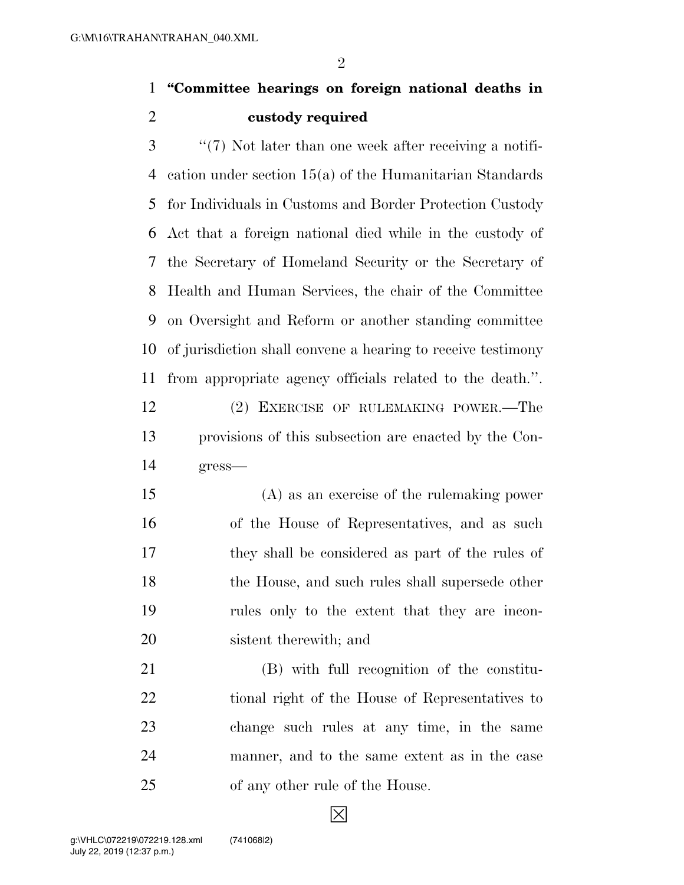**"Committee hearings on foreign national deaths in custody required**

"(7) Not later than one week after receiving a notification under section 15(a) of the Humanitarian Standards for Individuals in Customs and Border Protection Custody Act that a foreign national died while in the custody of the Secretary of Homeland Security or the Secretary of Health and Human Services, the chair of the Committee on Oversight and Reform or another standing committee of jurisdiction shall convene a hearing to receive testimony from appropriate agency officials related to the death.".

(2) EXERCISE OF RULEMAKING POWER.—The provisions of this subsection are enacted by the Congress—

(A) as an exercise of the rulemaking power of the House of Representatives, and as such they shall be considered as part of the rules of the House, and such rules shall supersede other rules only to the extent that they are inconsistent therewith; and

(B) with full recognition of the constitutional right of the House of Representatives to change such rules at any time, in the same manner, and to the same extent as in the case of any other rule of the House.